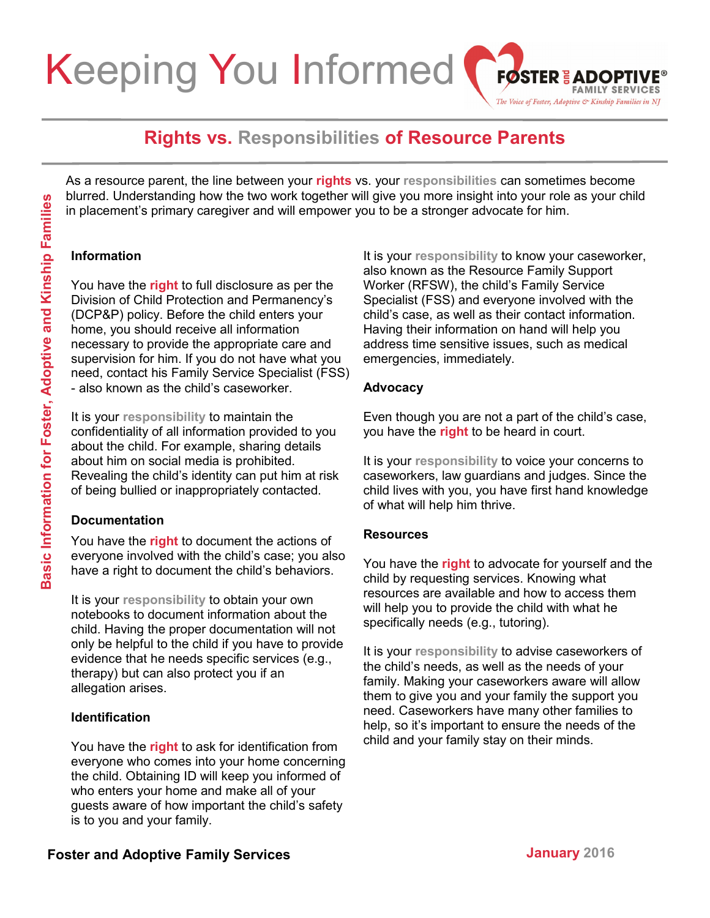# Keeping You Informed

## Rights vs. Responsibilities of Resource Parents

As a resource parent, the line between your **rights** vs. your **responsibilities** can sometimes become blurred. Understanding how the two work together will give you more insight into your role as your child in placement's primary caregiver and will empower you to be a stronger advocate for him.

### Information

You have the **right** to full disclosure as per the Division of Child Protection and Permanency's (DCP&P) policy. Before the child enters your home, you should receive all information necessary to provide the appropriate care and supervision for him. If you do not have what you need, contact his Family Service Specialist (FSS) - also known as the child's caseworker.

It is your **responsibility** to maintain the confidentiality of all information provided to you about the child. For example, sharing details about him on social media is prohibited. Revealing the child's identity can put him at risk of being bullied or inappropriately contacted.

### Documentation

You have the **right** to document the actions of everyone involved with the child's case; you also have a right to document the child's behaviors.

It is your **responsibility** to obtain your own notebooks to document information about the child. Having the proper documentation will not only be helpful to the child if you have to provide evidence that he needs specific services (e.g., therapy) but can also protect you if an allegation arises.

### Identification

You have the **right** to ask for identification from everyone who comes into your home concerning the child. Obtaining ID will keep you informed of who enters your home and make all of your guests aware of how important the child's safety is to you and your family.

It is your **responsibility** to know your caseworker, also known as the Resource Family Support Worker (RFSW), the child's Family Service Specialist (FSS) and everyone involved with the child's case, as well as their contact information. Having their information on hand will help you address time sensitive issues, such as medical emergencies, immediately.

### Advocacy

Even though you are not a part of the child's case, you have the **right** to be heard in court.

It is your **responsibility** to voice your concerns to caseworkers, law guardians and judges. Since the child lives with you, you have first hand knowledge of what will help him thrive.

### Resources

You have the **right** to advocate for yourself and the child by requesting services. Knowing what resources are available and how to access them will help you to provide the child with what he specifically needs (e.g., tutoring).

It is your **responsibility** to advise caseworkers of the child's needs, as well as the needs of your family. Making your caseworkers aware will allow them to give you and your family the support you need. Caseworkers have many other families to help, so it's important to ensure the needs of the child and your family stay on their minds.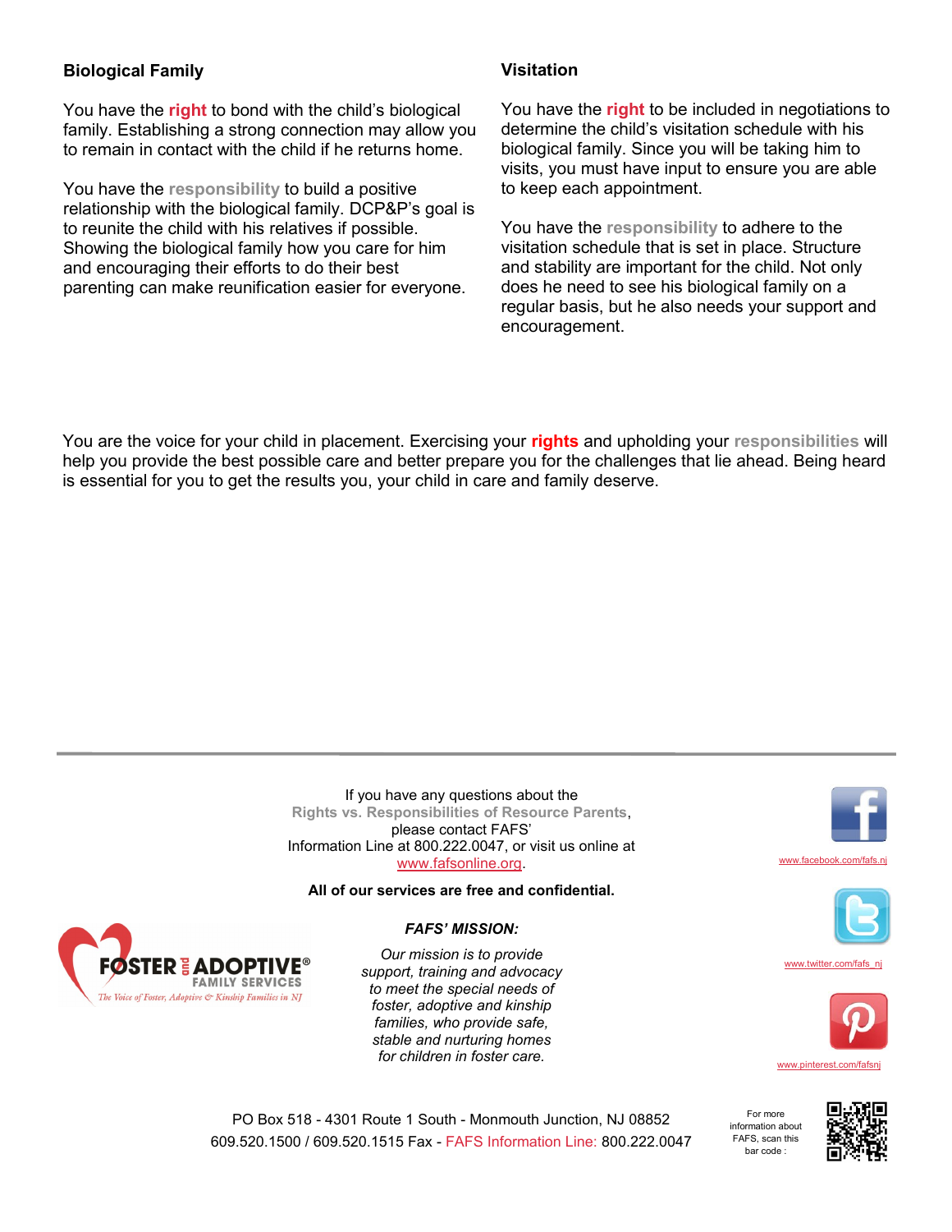## Biological Family

You have the **right** to bond with the child's biological family. Establishing a strong connection may allow you to remain in contact with the child if he returns home.

You have the **responsibility** to build a positive relationship with the biological family. DCP&P's goal is to reunite the child with his relatives if possible. Showing the biological family how you care for him and encouraging their efforts to do their best parenting can make reunification easier for everyone.

## Visitation

You have the **right** to be included in negotiations to determine the child's visitation schedule with his biological family. Since you will be taking him to visits, you must have input to ensure you are able to keep each appointment.

You have the **responsibility** to adhere to the visitation schedule that is set in place. Structure and stability are important for the child. Not only does he need to see his biological family on a regular basis, but he also needs your support and encouragement.

You are the voice for your child in placement. Exercising your **rights** and upholding your **responsibilities** will help you provide the best possible care and better prepare you for the challenges that lie ahead. Being heard is essential for you to get the results you, your child in care and family deserve.

---

If you have any questions about the **Rights vs. Responsibilities of Resource Parents**, please contact FAFS' Information Line at 800.222.0047, or visit us online at www.fafsonline.org.

**All of our services are free and confidential.**

FOSTER and ADOPTIVE® FAMILY SERVICES
*The Voice of Foster, Adoptive & Kinship Families in NJ*

***FAFS' MISSION:***

*Our mission is to provide support, training and advocacy to meet the special needs of foster, adoptive and kinship families, who provide safe, stable and nurturing homes for children in foster care.*

www.facebook.com/fafs.nj

www.twitter.com/fafs_nj

www.pinterest.com/fafsnj

PO Box 518 - 4301 Route 1 South - Monmouth Junction, NJ 08852
609.520.1500 / 609.520.1515 Fax - FAFS Information Line: 800.222.0047

For more information about FAFS, scan this bar code :